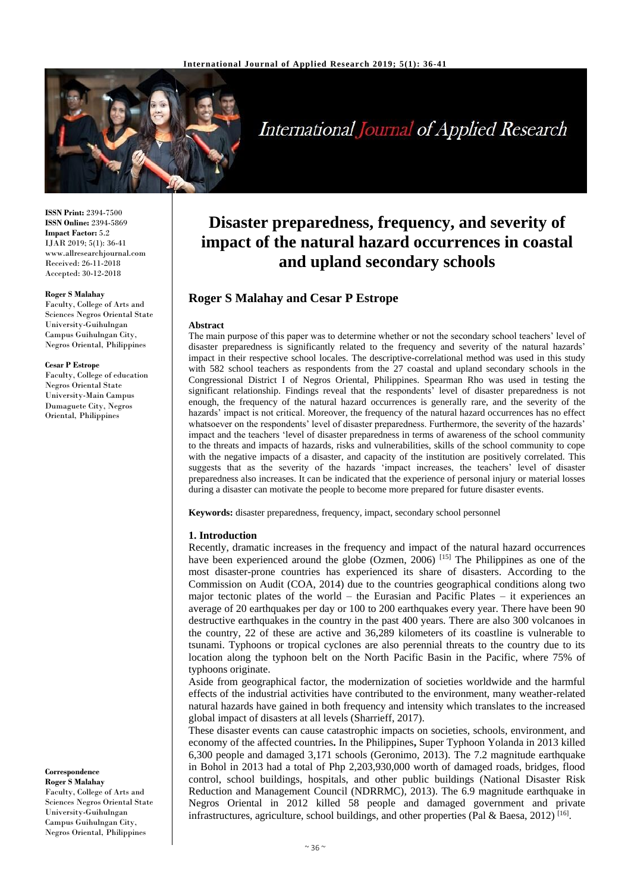ISSN Print: 2394-7500
ISSN Online: 2394-5869
Impact Factor: 5.2
IJAR 2019; 5(1): 36-41
www.allresearchjournal.com
Received: 26-11-2018
Accepted: 30-12-2018

**Roger S Malahay**
Faculty, College of Arts and Sciences Negros Oriental State University-Guihulngan Campus Guihulngan City, Negros Oriental, Philippines

**Cesar P Estrope**
Faculty, College of education Negros Oriental State University-Main Campus Dumaguete City, Negros Oriental, Philippines

**Correspondence**
**Roger S Malahay**
Faculty, College of Arts and Sciences Negros Oriental State University-Guihulngan Campus Guihulngan City, Negros Oriental, Philippines

# Disaster preparedness, frequency, and severity of impact of the natural hazard occurrences in coastal and upland secondary schools

## Roger S Malahay and Cesar P Estrope

**Abstract**

The main purpose of this paper was to determine whether or not the secondary school teachers' level of disaster preparedness is significantly related to the frequency and severity of the natural hazards' impact in their respective school locales. The descriptive-correlational method was used in this study with 582 school teachers as respondents from the 27 coastal and upland secondary schools in the Congressional District I of Negros Oriental, Philippines. Spearman Rho was used in testing the significant relationship. Findings reveal that the respondents' level of disaster preparedness is not enough, the frequency of the natural hazard occurrences is generally rare, and the severity of the hazards' impact is not critical. Moreover, the frequency of the natural hazard occurrences has no effect whatsoever on the respondents' level of disaster preparedness. Furthermore, the severity of the hazards' impact and the teachers 'level of disaster preparedness in terms of awareness of the school community to the threats and impacts of hazards, risks and vulnerabilities, skills of the school community to cope with the negative impacts of a disaster, and capacity of the institution are positively correlated. This suggests that as the severity of the hazards 'impact increases, the teachers' level of disaster preparedness also increases. It can be indicated that the experience of personal injury or material losses during a disaster can motivate the people to become more prepared for future disaster events.

**Keywords:** disaster preparedness, frequency, impact, secondary school personnel

### 1. Introduction

Recently, dramatic increases in the frequency and impact of the natural hazard occurrences have been experienced around the globe (Ozmen, 2006) [15] The Philippines as one of the most disaster-prone countries has experienced its share of disasters. According to the Commission on Audit (COA, 2014) due to the countries geographical conditions along two major tectonic plates of the world – the Eurasian and Pacific Plates – it experiences an average of 20 earthquakes per day or 100 to 200 earthquakes every year. There have been 90 destructive earthquakes in the country in the past 400 years. There are also 300 volcanoes in the country, 22 of these are active and 36,289 kilometers of its coastline is vulnerable to tsunami. Typhoons or tropical cyclones are also perennial threats to the country due to its location along the typhoon belt on the North Pacific Basin in the Pacific, where 75% of typhoons originate.

Aside from geographical factor, the modernization of societies worldwide and the harmful effects of the industrial activities have contributed to the environment, many weather-related natural hazards have gained in both frequency and intensity which translates to the increased global impact of disasters at all levels (Sharrieff, 2017).

These disaster events can cause catastrophic impacts on societies, schools, environment, and economy of the affected countries**.** In the Philippines**,** Super Typhoon Yolanda in 2013 killed 6,300 people and damaged 3,171 schools (Geronimo, 2013). The 7.2 magnitude earthquake in Bohol in 2013 had a total of Php 2,203,930,000 worth of damaged roads, bridges, flood control, school buildings, hospitals, and other public buildings (National Disaster Risk Reduction and Management Council (NDRRMC), 2013). The 6.9 magnitude earthquake in Negros Oriental in 2012 killed 58 people and damaged government and private infrastructures, agriculture, school buildings, and other properties (Pal & Baesa, 2012) [16].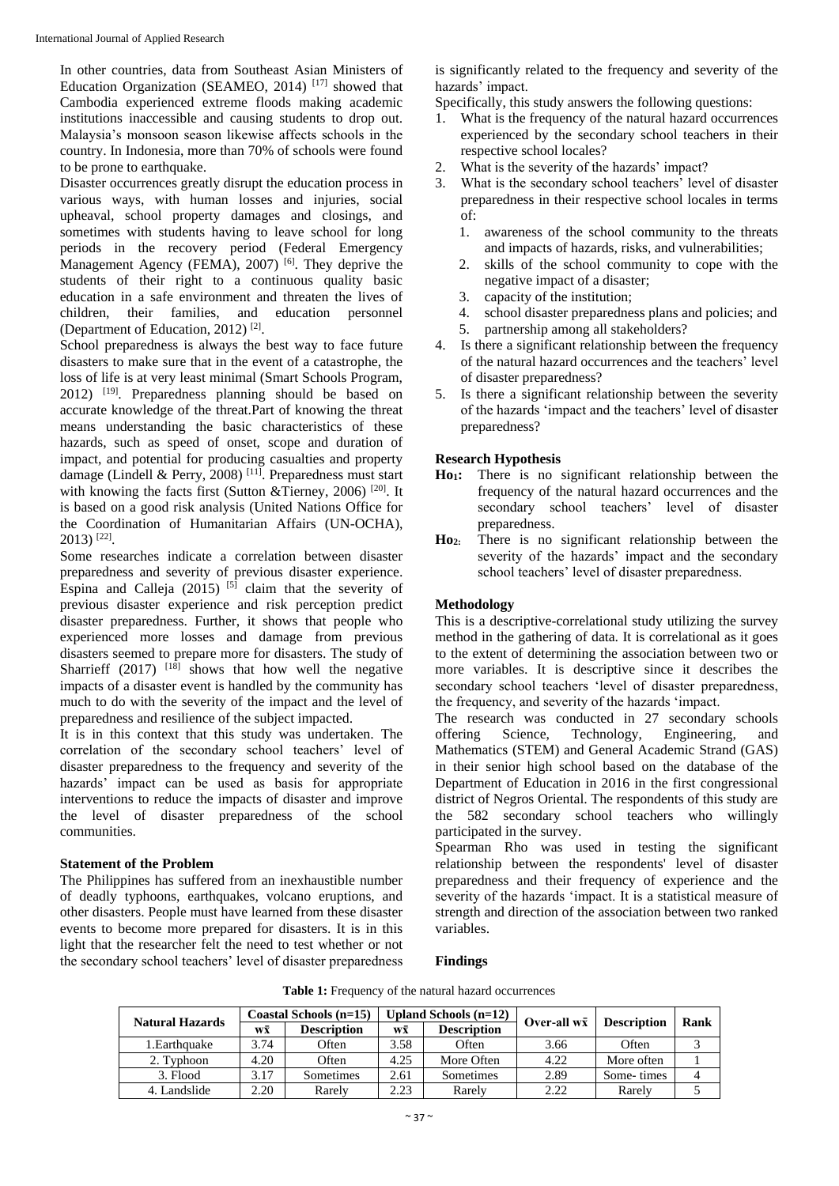In other countries, data from Southeast Asian Ministers of Education Organization (SEAMEO, 2014) [17] showed that Cambodia experienced extreme floods making academic institutions inaccessible and causing students to drop out. Malaysia's monsoon season likewise affects schools in the country. In Indonesia, more than 70% of schools were found to be prone to earthquake.

Disaster occurrences greatly disrupt the education process in various ways, with human losses and injuries, social upheaval, school property damages and closings, and sometimes with students having to leave school for long periods in the recovery period (Federal Emergency Management Agency (FEMA), 2007) [6]. They deprive the students of their right to a continuous quality basic education in a safe environment and threaten the lives of children, their families, and education personnel (Department of Education, 2012) [2].

School preparedness is always the best way to face future disasters to make sure that in the event of a catastrophe, the loss of life is at very least minimal (Smart Schools Program, 2012) [19]. Preparedness planning should be based on accurate knowledge of the threat.Part of knowing the threat means understanding the basic characteristics of these hazards, such as speed of onset, scope and duration of impact, and potential for producing casualties and property damage (Lindell & Perry, 2008) [11]. Preparedness must start with knowing the facts first (Sutton &Tierney, 2006) [20]. It is based on a good risk analysis (United Nations Office for the Coordination of Humanitarian Affairs (UN-OCHA), 2013) [22].

Some researches indicate a correlation between disaster preparedness and severity of previous disaster experience. Espina and Calleja (2015) [5] claim that the severity of previous disaster experience and risk perception predict disaster preparedness. Further, it shows that people who experienced more losses and damage from previous disasters seemed to prepare more for disasters. The study of Sharrieff (2017) [18] shows that how well the negative impacts of a disaster event is handled by the community has much to do with the severity of the impact and the level of preparedness and resilience of the subject impacted.

It is in this context that this study was undertaken. The correlation of the secondary school teachers' level of disaster preparedness to the frequency and severity of the hazards' impact can be used as basis for appropriate interventions to reduce the impacts of disaster and improve the level of disaster preparedness of the school communities.

### Statement of the Problem

The Philippines has suffered from an inexhaustible number of deadly typhoons, earthquakes, volcano eruptions, and other disasters. People must have learned from these disaster events to become more prepared for disasters. It is in this light that the researcher felt the need to test whether or not the secondary school teachers' level of disaster preparedness is significantly related to the frequency and severity of the hazards' impact.

Specifically, this study answers the following questions:

1. What is the frequency of the natural hazard occurrences experienced by the secondary school teachers in their respective school locales?
2. What is the severity of the hazards' impact?
3. What is the secondary school teachers' level of disaster preparedness in their respective school locales in terms of:
   1. awareness of the school community to the threats and impacts of hazards, risks, and vulnerabilities;
   2. skills of the school community to cope with the negative impact of a disaster;
   3. capacity of the institution;
   4. school disaster preparedness plans and policies; and
   5. partnership among all stakeholders?
4. Is there a significant relationship between the frequency of the natural hazard occurrences and the teachers' level of disaster preparedness?
5. Is there a significant relationship between the severity of the hazards 'impact and the teachers' level of disaster preparedness?

### Research Hypothesis

**$Ho_1$:** There is no significant relationship between the frequency of the natural hazard occurrences and the secondary school teachers' level of disaster preparedness.

**$Ho_2$:** There is no significant relationship between the severity of the hazards' impact and the secondary school teachers' level of disaster preparedness.

### Methodology

This is a descriptive-correlational study utilizing the survey method in the gathering of data. It is correlational as it goes to the extent of determining the association between two or more variables. It is descriptive since it describes the secondary school teachers 'level of disaster preparedness, the frequency, and severity of the hazards 'impact.

The research was conducted in 27 secondary schools offering Science, Technology, Engineering, and Mathematics (STEM) and General Academic Strand (GAS) in their senior high school based on the database of the Department of Education in 2016 in the first congressional district of Negros Oriental. The respondents of this study are the 582 secondary school teachers who willingly participated in the survey.

Spearman Rho was used in testing the significant relationship between the respondents' level of disaster preparedness and their frequency of experience and the severity of the hazards 'impact. It is a statistical measure of strength and direction of the association between two ranked variables.

### Findings

**Table 1:** Frequency of the natural hazard occurrences

| Natural Hazards | Coastal Schools (n=15) | | Upland Schools (n=12) | | Over-all $w\bar{x}$ | Description | Rank |
|---|---|---|---|---|---|---|---|
| | $w\bar{x}$ | Description | $w\bar{x}$ | Description | | | |
| 1.Earthquake | 3.74 | Often | 3.58 | Often | 3.66 | Often | 3 |
| 2. Typhoon | 4.20 | Often | 4.25 | More Often | 4.22 | More often | 1 |
| 3. Flood | 3.17 | Sometimes | 2.61 | Sometimes | 2.89 | Some- times | 4 |
| 4. Landslide | 2.20 | Rarely | 2.23 | Rarely | 2.22 | Rarely | 5 |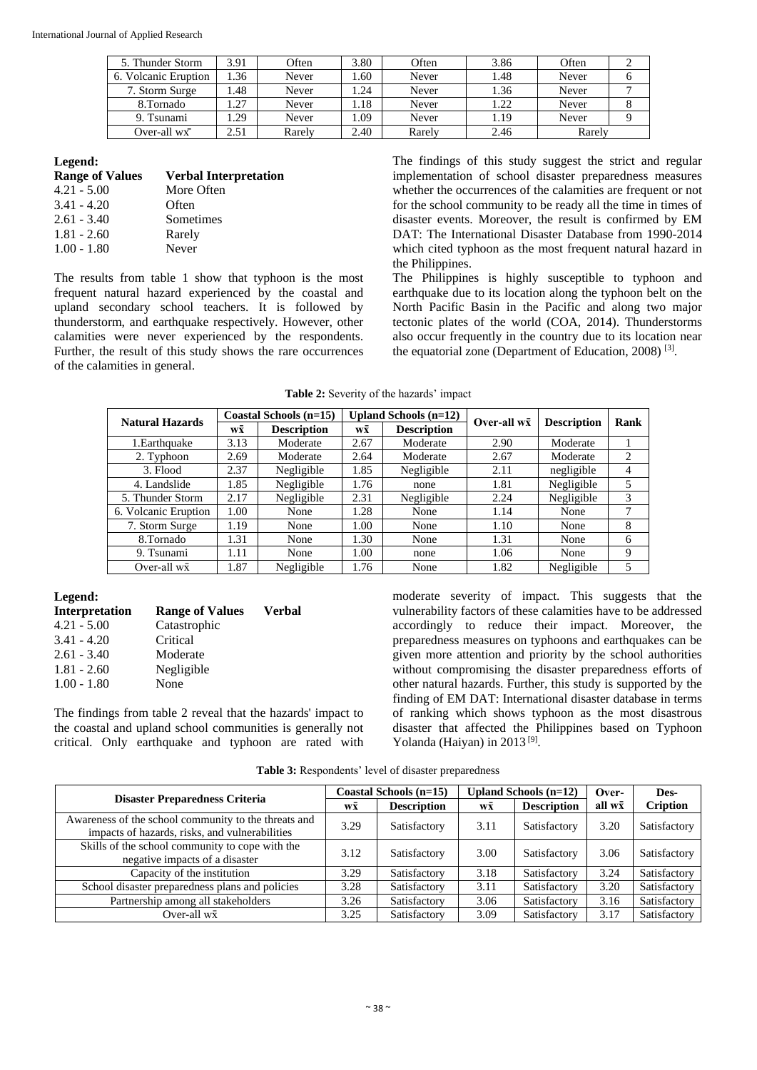| 5. Thunder Storm | 3.91 | Often | 3.80 | Often | 3.86 | Often | 2 |
|---|---|---|---|---|---|---|---|
| 6. Volcanic Eruption | 1.36 | Never | 1.60 | Never | 1.48 | Never | 6 |
| 7. Storm Surge | 1.48 | Never | 1.24 | Never | 1.36 | Never | 7 |
| 8.Tornado | 1.27 | Never | 1.18 | Never | 1.22 | Never | 8 |
| 9. Tsunami | 1.29 | Never | 1.09 | Never | 1.19 | Never | 9 |
| Over-all $w\bar{x}$ | 2.51 | Rarely | 2.40 | Rarely | 2.46 | Rarely | |

**Legend:**

| Range of Values | Verbal Interpretation |
|---|---|
| 4.21 - 5.00 | More Often |
| 3.41 - 4.20 | Often |
| 2.61 - 3.40 | Sometimes |
| 1.81 - 2.60 | Rarely |
| 1.00 - 1.80 | Never |

The results from table 1 show that typhoon is the most frequent natural hazard experienced by the coastal and upland secondary school teachers. It is followed by thunderstorm, and earthquake respectively. However, other calamities were never experienced by the respondents. Further, the result of this study shows the rare occurrences of the calamities in general.

The findings of this study suggest the strict and regular implementation of school disaster preparedness measures whether the occurrences of the calamities are frequent or not for the school community to be ready all the time in times of disaster events. Moreover, the result is confirmed by EM DAT: The International Disaster Database from 1990-2014 which cited typhoon as the most frequent natural hazard in the Philippines.

The Philippines is highly susceptible to typhoon and earthquake due to its location along the typhoon belt on the North Pacific Basin in the Pacific and along two major tectonic plates of the world (COA, 2014). Thunderstorms also occur frequently in the country due to its location near the equatorial zone (Department of Education, 2008) [3].

**Table 2:** Severity of the hazards' impact

| Natural Hazards | Coastal Schools (n=15) | | Upland Schools (n=12) | | Over-all $w\bar{x}$ | Description | Rank |
|---|---|---|---|---|---|---|---|
| | $w\bar{x}$ | Description | $w\bar{x}$ | Description | | | |
| 1.Earthquake | 3.13 | Moderate | 2.67 | Moderate | 2.90 | Moderate | 1 |
| 2. Typhoon | 2.69 | Moderate | 2.64 | Moderate | 2.67 | Moderate | 2 |
| 3. Flood | 2.37 | Negligible | 1.85 | Negligible | 2.11 | negligible | 4 |
| 4. Landslide | 1.85 | Negligible | 1.76 | none | 1.81 | Negligible | 5 |
| 5. Thunder Storm | 2.17 | Negligible | 2.31 | Negligible | 2.24 | Negligible | 3 |
| 6. Volcanic Eruption | 1.00 | None | 1.28 | None | 1.14 | None | 7 |
| 7. Storm Surge | 1.19 | None | 1.00 | None | 1.10 | None | 8 |
| 8.Tornado | 1.31 | None | 1.30 | None | 1.31 | None | 6 |
| 9. Tsunami | 1.11 | None | 1.00 | none | 1.06 | None | 9 |
| Over-all $w\bar{x}$ | 1.87 | Negligible | 1.76 | None | 1.82 | Negligible | 5 |

**Legend:**

| Interpretation | Range of Values | Verbal |
|---|---|---|
| 4.21 - 5.00 | Catastrophic | |
| 3.41 - 4.20 | Critical | |
| 2.61 - 3.40 | Moderate | |
| 1.81 - 2.60 | Negligible | |
| 1.00 - 1.80 | None | |

The findings from table 2 reveal that the hazards' impact to the coastal and upland school communities is generally not critical. Only earthquake and typhoon are rated with moderate severity of impact. This suggests that the vulnerability factors of these calamities have to be addressed accordingly to reduce their impact. Moreover, the preparedness measures on typhoons and earthquakes can be given more attention and priority by the school authorities without compromising the disaster preparedness efforts of other natural hazards. Further, this study is supported by the finding of EM DAT: International disaster database in terms of ranking which shows typhoon as the most disastrous disaster that affected the Philippines based on Typhoon Yolanda (Haiyan) in 2013 [9].

**Table 3:** Respondents' level of disaster preparedness

| Disaster Preparedness Criteria | Coastal Schools (n=15) | | Upland Schools (n=12) | | Over-all $w\bar{x}$ | Des-Cription |
|---|---|---|---|---|---|---|
| | $w\bar{x}$ | Description | $w\bar{x}$ | Description | | |
| Awareness of the school community to the threats and impacts of hazards, risks, and vulnerabilities | 3.29 | Satisfactory | 3.11 | Satisfactory | 3.20 | Satisfactory |
| Skills of the school community to cope with the negative impacts of a disaster | 3.12 | Satisfactory | 3.00 | Satisfactory | 3.06 | Satisfactory |
| Capacity of the institution | 3.29 | Satisfactory | 3.18 | Satisfactory | 3.24 | Satisfactory |
| School disaster preparedness plans and policies | 3.28 | Satisfactory | 3.11 | Satisfactory | 3.20 | Satisfactory |
| Partnership among all stakeholders | 3.26 | Satisfactory | 3.06 | Satisfactory | 3.16 | Satisfactory |
| Over-all $w\bar{x}$ | 3.25 | Satisfactory | 3.09 | Satisfactory | 3.17 | Satisfactory |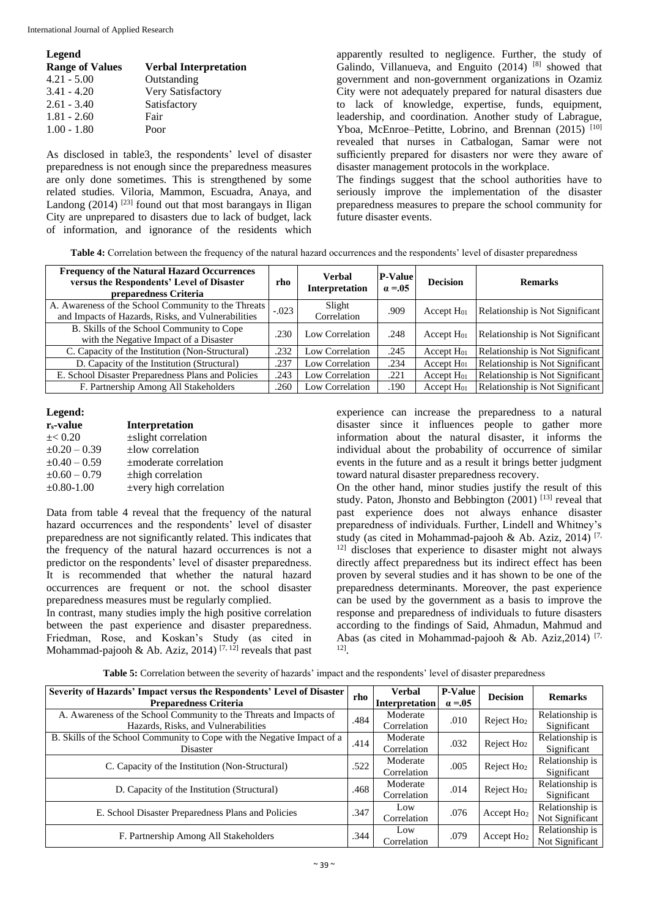**Legend**

| Range of Values | Verbal Interpretation |
|---|---|
| 4.21 - 5.00 | Outstanding |
| 3.41 - 4.20 | Very Satisfactory |
| 2.61 - 3.40 | Satisfactory |
| 1.81 - 2.60 | Fair |
| 1.00 - 1.80 | Poor |

As disclosed in table3, the respondents' level of disaster preparedness is not enough since the preparedness measures are only done sometimes. This is strengthened by some related studies. Viloria, Mammon, Escuadra, Anaya, and Landong (2014) [23] found out that most barangays in Iligan City are unprepared to disasters due to lack of budget, lack of information, and ignorance of the residents which apparently resulted to negligence. Further, the study of Galindo, Villanueva, and Enguito (2014) [8] showed that government and non-government organizations in Ozamiz City were not adequately prepared for natural disasters due to lack of knowledge, expertise, funds, equipment, leadership, and coordination. Another study of Labrague, Yboa, McEnroe–Petitte, Lobrino, and Brennan (2015) [10] revealed that nurses in Catbalogan, Samar were not sufficiently prepared for disasters nor were they aware of disaster management protocols in the workplace.

The findings suggest that the school authorities have to seriously improve the implementation of the disaster preparedness measures to prepare the school community for future disaster events.

**Table 4:** Correlation between the frequency of the natural hazard occurrences and the respondents' level of disaster preparedness

| Frequency of the Natural Hazard Occurrences versus the Respondents' Level of Disaster preparedness Criteria | rho | Verbal Interpretation | P-Value $\alpha = .05$ | Decision | Remarks |
|---|---|---|---|---|---|
| A. Awareness of the School Community to the Threats and Impacts of Hazards, Risks, and Vulnerabilities | -.023 | Slight Correlation | .909 | Accept $H_{01}$ | Relationship is Not Significant |
| B. Skills of the School Community to Cope with the Negative Impact of a Disaster | .230 | Low Correlation | .248 | Accept $H_{01}$ | Relationship is Not Significant |
| C. Capacity of the Institution (Non-Structural) | .232 | Low Correlation | .245 | Accept $H_{01}$ | Relationship is Not Significant |
| D. Capacity of the Institution (Structural) | .237 | Low Correlation | .234 | Accept $H_{01}$ | Relationship is Not Significant |
| E. School Disaster Preparedness Plans and Policies | .243 | Low Correlation | .221 | Accept $H_{01}$ | Relationship is Not Significant |
| F. Partnership Among All Stakeholders | .260 | Low Correlation | .190 | Accept $H_{01}$ | Relationship is Not Significant |

**Legend:**

| $r_s$-value | Interpretation |
|---|---|
| $\pm< 0.20$ | ±slight correlation |
| $\pm 0.20 – 0.39$ | ±low correlation |
| $\pm 0.40 – 0.59$ | ±moderate correlation |
| $\pm 0.60 – 0.79$ | ±high correlation |
| $\pm 0.80$-$1.00$ | ±very high correlation |

Data from table 4 reveal that the frequency of the natural hazard occurrences and the respondents' level of disaster preparedness are not significantly related. This indicates that the frequency of the natural hazard occurrences is not a predictor on the respondents' level of disaster preparedness. It is recommended that whether the natural hazard occurrences are frequent or not. the school disaster preparedness measures must be regularly complied.

In contrast, many studies imply the high positive correlation between the past experience and disaster preparedness. Friedman, Rose, and Koskan's Study (as cited in Mohammad-pajooh & Ab. Aziz, 2014) [7, 12] reveals that past experience can increase the preparedness to a natural disaster since it influences people to gather more information about the natural disaster, it informs the individual about the probability of occurrence of similar events in the future and as a result it brings better judgment toward natural disaster preparedness recovery.

On the other hand, minor studies justify the result of this study. Paton, Jhonsto and Bebbington (2001) [13] reveal that past experience does not always enhance disaster preparedness of individuals. Further, Lindell and Whitney's study (as cited in Mohammad-pajooh & Ab. Aziz, 2014) [7, 12] discloses that experience to disaster might not always directly affect preparedness but its indirect effect has been proven by several studies and it has shown to be one of the preparedness determinants. Moreover, the past experience can be used by the government as a basis to improve the response and preparedness of individuals to future disasters according to the findings of Said, Ahmadun, Mahmud and Abas (as cited in Mohammad-pajooh & Ab. Aziz,2014) [7, 12].

**Table 5:** Correlation between the severity of hazards' impact and the respondents' level of disaster preparedness

| Severity of Hazards' Impact versus the Respondents' Level of Disaster Preparedness Criteria | rho | Verbal Interpretation | P-Value $\alpha = .05$ | Decision | Remarks |
|---|---|---|---|---|---|
| A. Awareness of the School Community to the Threats and Impacts of Hazards, Risks, and Vulnerabilities | .484 | Moderate Correlation | .010 | Reject $Ho_2$ | Relationship is Significant |
| B. Skills of the School Community to Cope with the Negative Impact of a Disaster | .414 | Moderate Correlation | .032 | Reject $Ho_2$ | Relationship is Significant |
| C. Capacity of the Institution (Non-Structural) | .522 | Moderate Correlation | .005 | Reject $Ho_2$ | Relationship is Significant |
| D. Capacity of the Institution (Structural) | .468 | Moderate Correlation | .014 | Reject $Ho_2$ | Relationship is Significant |
| E. School Disaster Preparedness Plans and Policies | .347 | Low Correlation | .076 | Accept $Ho_2$ | Relationship is Not Significant |
| F. Partnership Among All Stakeholders | .344 | Low Correlation | .079 | Accept $Ho_2$ | Relationship is Not Significant |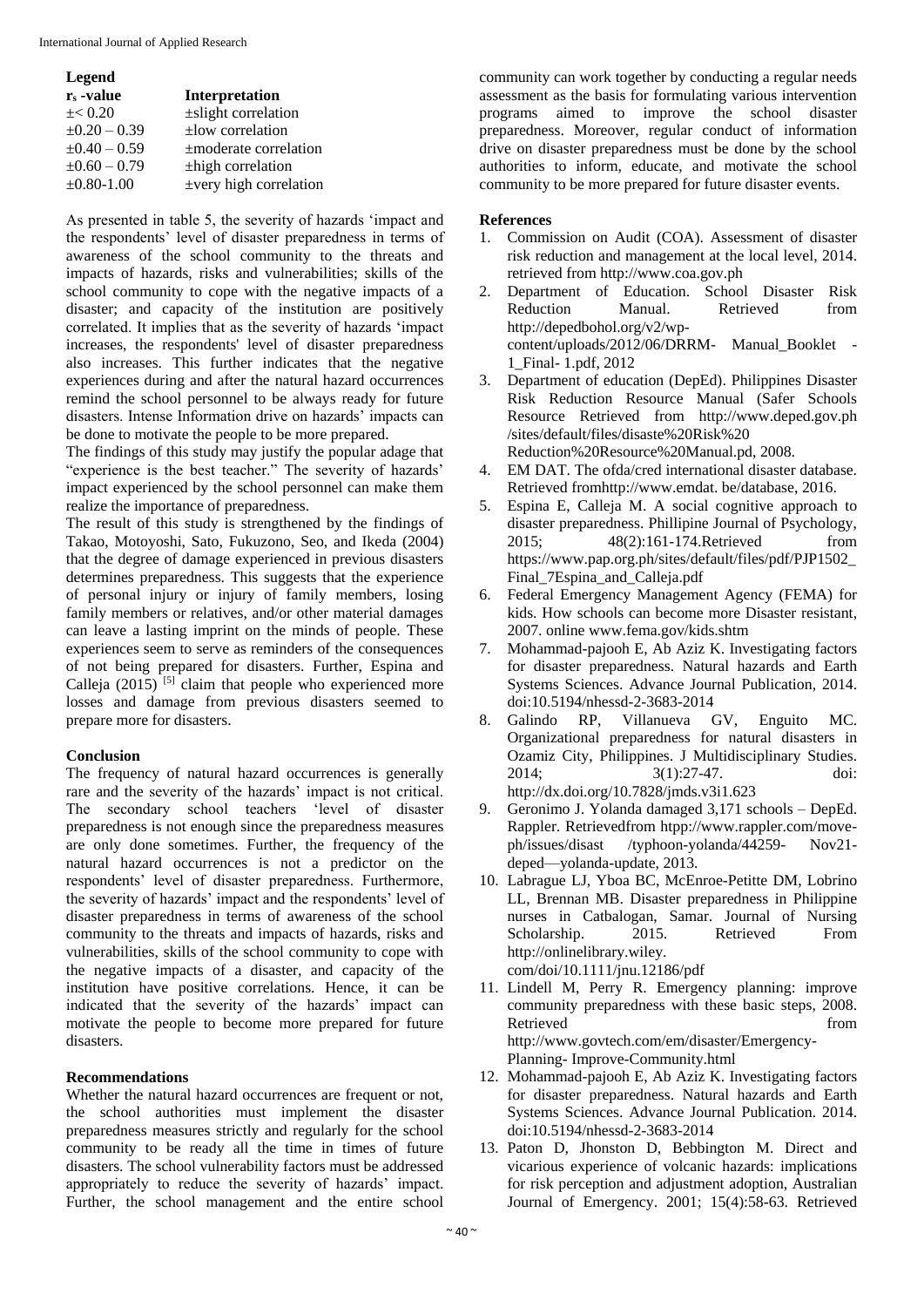**Legend**

| $r_s$ -value | Interpretation |
|---|---|
| ±< 0.20 | ±slight correlation |
| ±0.20 – 0.39 | ±low correlation |
| ±0.40 – 0.59 | ±moderate correlation |
| ±0.60 – 0.79 | ±high correlation |
| ±0.80-1.00 | ±very high correlation |

As presented in table 5, the severity of hazards 'impact and the respondents' level of disaster preparedness in terms of awareness of the school community to the threats and impacts of hazards, risks and vulnerabilities; skills of the school community to cope with the negative impacts of a disaster; and capacity of the institution are positively correlated. It implies that as the severity of hazards 'impact increases, the respondents' level of disaster preparedness also increases. This further indicates that the negative experiences during and after the natural hazard occurrences remind the school personnel to be always ready for future disasters. Intense Information drive on hazards' impacts can be done to motivate the people to be more prepared.

The findings of this study may justify the popular adage that "experience is the best teacher." The severity of hazards' impact experienced by the school personnel can make them realize the importance of preparedness.

The result of this study is strengthened by the findings of Takao, Motoyoshi, Sato, Fukuzono, Seo, and Ikeda (2004) that the degree of damage experienced in previous disasters determines preparedness. This suggests that the experience of personal injury or injury of family members, losing family members or relatives, and/or other material damages can leave a lasting imprint on the minds of people. These experiences seem to serve as reminders of the consequences of not being prepared for disasters. Further, Espina and Calleja (2015) [5] claim that people who experienced more losses and damage from previous disasters seemed to prepare more for disasters.

## Conclusion

The frequency of natural hazard occurrences is generally rare and the severity of the hazards' impact is not critical. The secondary school teachers 'level of disaster preparedness is not enough since the preparedness measures are only done sometimes. Further, the frequency of the natural hazard occurrences is not a predictor on the respondents' level of disaster preparedness. Furthermore, the severity of hazards' impact and the respondents' level of disaster preparedness in terms of awareness of the school community to the threats and impacts of hazards, risks and vulnerabilities, skills of the school community to cope with the negative impacts of a disaster, and capacity of the institution have positive correlations. Hence, it can be indicated that the severity of the hazards' impact can motivate the people to become more prepared for future disasters.

## Recommendations

Whether the natural hazard occurrences are frequent or not, the school authorities must implement the disaster preparedness measures strictly and regularly for the school community to be ready all the time in times of future disasters. The school vulnerability factors must be addressed appropriately to reduce the severity of hazards' impact. Further, the school management and the entire school community can work together by conducting a regular needs assessment as the basis for formulating various intervention programs aimed to improve the school disaster preparedness. Moreover, regular conduct of information drive on disaster preparedness must be done by the school authorities to inform, educate, and motivate the school community to be more prepared for future disaster events.

## References

1. Commission on Audit (COA). Assessment of disaster risk reduction and management at the local level, 2014. retrieved from http://www.coa.gov.ph
2. Department of Education. School Disaster Risk Reduction Manual. Retrieved from http://depedbohol.org/v2/wp-content/uploads/2012/06/DRRM- Manual_Booklet - 1_Final- 1.pdf, 2012
3. Department of education (DepEd). Philippines Disaster Risk Reduction Resource Manual (Safer Schools Resource Retrieved from http://www.deped.gov.ph /sites/default/files/disaste%20Risk%20 Reduction%20Resource%20Manual.pd, 2008.
4. EM DAT. The ofda/cred international disaster database. Retrieved fromhttp://www.emdat. be/database, 2016.
5. Espina E, Calleja M. A social cognitive approach to disaster preparedness. Phillipine Journal of Psychology, 2015; 48(2):161-174.Retrieved from https://www.pap.org.ph/sites/default/files/pdf/PJP1502_ Final_7Espina_and_Calleja.pdf
6. Federal Emergency Management Agency (FEMA) for kids. How schools can become more Disaster resistant, 2007. online www.fema.gov/kids.shtm
7. Mohammad-pajooh E, Ab Aziz K. Investigating factors for disaster preparedness. Natural hazards and Earth Systems Sciences. Advance Journal Publication, 2014. doi:10.5194/nhessd-2-3683-2014
8. Galindo RP, Villanueva GV, Enguito MC. Organizational preparedness for natural disasters in Ozamiz City, Philippines. J Multidisciplinary Studies. 2014; 3(1):27-47. doi: http://dx.doi.org/10.7828/jmds.v3i1.623
9. Geronimo J. Yolanda damaged 3,171 schools – DepEd. Rappler. Retrievedfrom htpp://www.rappler.com/move-ph/issues/disast /typhoon-yolanda/44259- Nov21-deped—yolanda-update, 2013.
10. Labrague LJ, Yboa BC, McEnroe-Petitte DM, Lobrino LL, Brennan MB. Disaster preparedness in Philippine nurses in Catbalogan, Samar. Journal of Nursing Scholarship. 2015. Retrieved From http://onlinelibrary.wiley. com/doi/10.1111/jnu.12186/pdf
11. Lindell M, Perry R. Emergency planning: improve community preparedness with these basic steps, 2008. Retrieved from http://www.govtech.com/em/disaster/Emergency-Planning- Improve-Community.html
12. Mohammad-pajooh E, Ab Aziz K. Investigating factors for disaster preparedness. Natural hazards and Earth Systems Sciences. Advance Journal Publication. 2014. doi:10.5194/nhessd-2-3683-2014
13. Paton D, Jhonston D, Bebbington M. Direct and vicarious experience of volcanic hazards: implications for risk perception and adjustment adoption, Australian Journal of Emergency. 2001; 15(4):58-63. Retrieved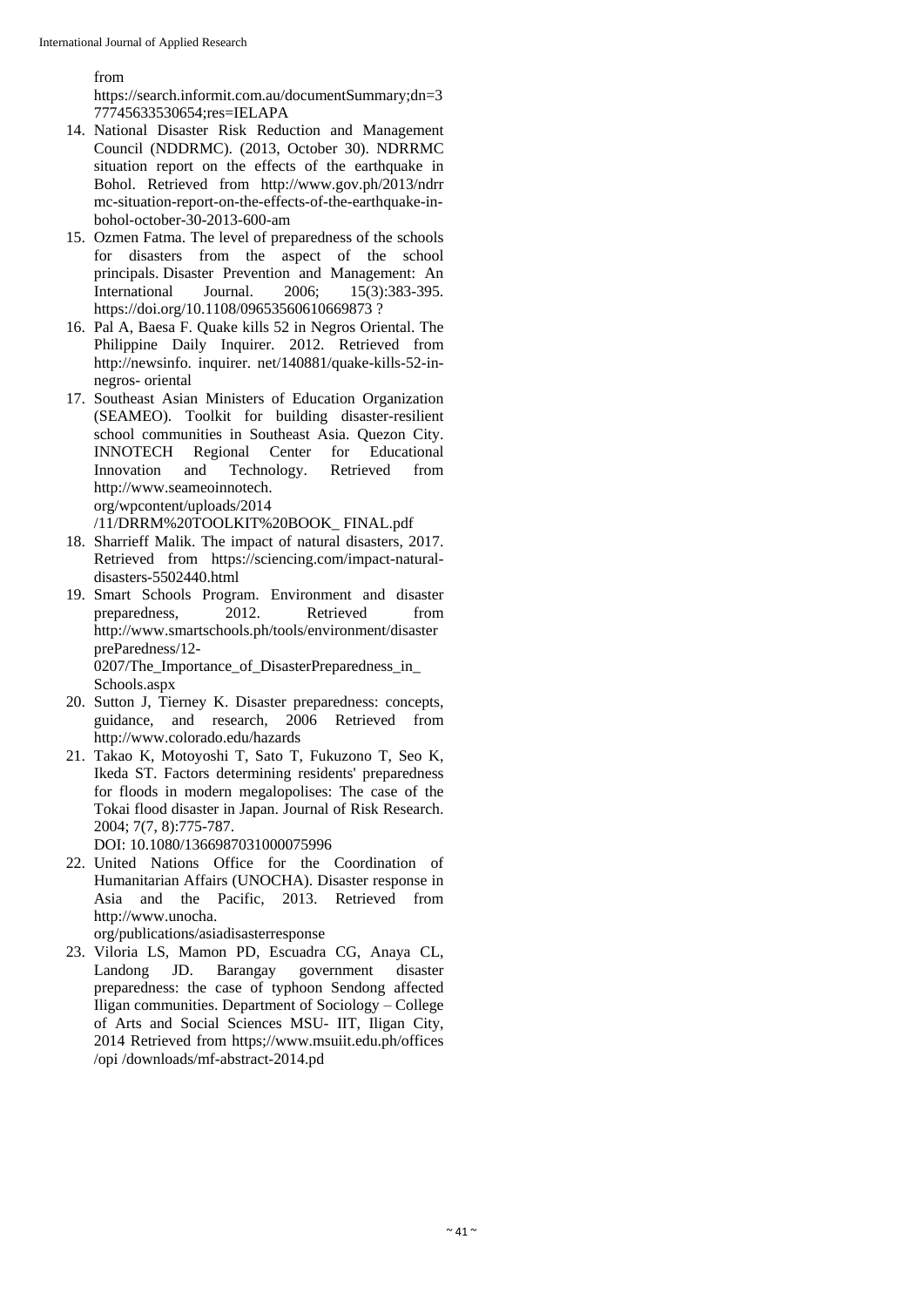from https://search.informit.com.au/documentSummary;dn=377745633530654;res=IELAPA

14. National Disaster Risk Reduction and Management Council (NDDRMC). (2013, October 30). NDRRMC situation report on the effects of the earthquake in Bohol. Retrieved from http://www.gov.ph/2013/ndrrmc-situation-report-on-the-effects-of-the-earthquake-in-bohol-october-30-2013-600-am
15. Ozmen Fatma. The level of preparedness of the schools for disasters from the aspect of the school principals. Disaster Prevention and Management: An International Journal. 2006; 15(3):383-395. https://doi.org/10.1108/09653560610669873 ?
16. Pal A, Baesa F. Quake kills 52 in Negros Oriental. The Philippine Daily Inquirer. 2012. Retrieved from http://newsinfo. inquirer. net/140881/quake-kills-52-in-negros- oriental
17. Southeast Asian Ministers of Education Organization (SEAMEO). Toolkit for building disaster-resilient school communities in Southeast Asia. Quezon City. INNOTECH Regional Center for Educational Innovation and Technology. Retrieved from http://www.seameoinnotech. org/wpcontent/uploads/2014 /11/DRRM%20TOOLKIT%20BOOK_ FINAL.pdf
18. Sharrieff Malik. The impact of natural disasters, 2017. Retrieved from https://sciencing.com/impact-natural-disasters-5502440.html
19. Smart Schools Program. Environment and disaster preparedness, 2012. Retrieved from http://www.smartschools.ph/tools/environment/disasterpreParedness/12-0207/The_Importance_of_DisasterPreparedness_in_Schools.aspx
20. Sutton J, Tierney K. Disaster preparedness: concepts, guidance, and research, 2006 Retrieved from http://www.colorado.edu/hazards
21. Takao K, Motoyoshi T, Sato T, Fukuzono T, Seo K, Ikeda ST. Factors determining residents' preparedness for floods in modern megalopolises: The case of the Tokai flood disaster in Japan. Journal of Risk Research. 2004; 7(7, 8):775-787. DOI: 10.1080/1366987031000075996
22. United Nations Office for the Coordination of Humanitarian Affairs (UNOCHA). Disaster response in Asia and the Pacific, 2013. Retrieved from http://www.unocha. org/publications/asiadisasterresponse
23. Viloria LS, Mamon PD, Escuadra CG, Anaya CL, Landong JD. Barangay government disaster preparedness: the case of typhoon Sendong affected Iligan communities. Department of Sociology – College of Arts and Social Sciences MSU- IIT, Iligan City, 2014 Retrieved from https;//www.msuiit.edu.ph/offices /opi /downloads/mf-abstract-2014.pd